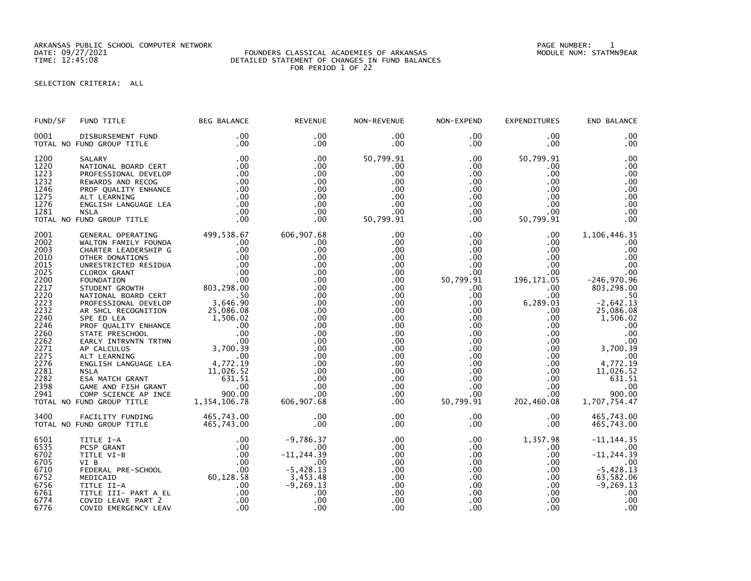ARKANSAS PUBLIC SCHOOL COMPUTER NETWORK
DATE: 09/27/2021
TIME: 12:45:08

FOUNDERS CLASSICAL ACADEMIES OF ARKANSAS
DETAILED STATEMENT OF CHANGES IN FUND BALANCES
FOR PERIOD 1 OF 22

PAGE NUMBER: 1
MODULE NUM: STATMN9EAR

SELECTION CRITERIA: ALL

| FUND/SF | FUND TITLE | BEG BALANCE | REVENUE | NON-REVENUE | NON-EXPEND | EXPENDITURES | END BALANCE |
|---|---|---|---|---|---|---|---|
| 0001 | DISBURSEMENT FUND | .00 | .00 | .00 | .00 | .00 | .00 |
| TOTAL NO FUND GROUP TITLE | | .00 | .00 | .00 | .00 | .00 | .00 |
| 1200 | SALARY | .00 | .00 | 50,799.91 | .00 | 50,799.91 | .00 |
| 1220 | NATIONAL BOARD CERT | .00 | .00 | .00 | .00 | .00 | .00 |
| 1223 | PROFESSIONAL DEVELOP | .00 | .00 | .00 | .00 | .00 | .00 |
| 1232 | REWARDS AND RECOG | .00 | .00 | .00 | .00 | .00 | .00 |
| 1246 | PROF QUALITY ENHANCE | .00 | .00 | .00 | .00 | .00 | .00 |
| 1275 | ALT LEARNING | .00 | .00 | .00 | .00 | .00 | .00 |
| 1276 | ENGLISH LANGUAGE LEA | .00 | .00 | .00 | .00 | .00 | .00 |
| 1281 | NSLA | .00 | .00 | .00 | .00 | .00 | .00 |
| TOTAL NO FUND GROUP TITLE | | .00 | .00 | 50,799.91 | .00 | 50,799.91 | .00 |
| 2001 | GENERAL OPERATING | 499,538.67 | 606,907.68 | .00 | .00 | .00 | 1,106,446.35 |
| 2002 | WALTON FAMILY FOUNDA | .00 | .00 | .00 | .00 | .00 | .00 |
| 2003 | CHARTER LEADERSHIP G | .00 | .00 | .00 | .00 | .00 | .00 |
| 2010 | OTHER DONATIONS | .00 | .00 | .00 | .00 | .00 | .00 |
| 2015 | UNRESTRICTED RESIDUA | .00 | .00 | .00 | .00 | .00 | .00 |
| 2025 | CLOROX GRANT | .00 | .00 | .00 | .00 | .00 | .00 |
| 2200 | FOUNDATION | .00 | .00 | .00 | 50,799.91 | 196,171.05 | -246,970.96 |
| 2217 | STUDENT GROWTH | 803,298.00 | .00 | .00 | .00 | .00 | 803,298.00 |
| 2220 | NATIONAL BOARD CERT | .50 | .00 | .00 | .00 | .00 | .50 |
| 2223 | PROFESSIONAL DEVELOP | 3,646.90 | .00 | .00 | .00 | 6,289.03 | -2,642.13 |
| 2232 | AR SHCL RECOGNITION | 25,086.08 | .00 | .00 | .00 | .00 | 25,086.08 |
| 2240 | SPE ED LEA | 1,506.02 | .00 | .00 | .00 | .00 | 1,506.02 |
| 2246 | PROF QUALITY ENHANCE | .00 | .00 | .00 | .00 | .00 | .00 |
| 2260 | STATE PRESCHOOL | .00 | .00 | .00 | .00 | .00 | .00 |
| 2262 | EARLY INTRVNTN TRTMN | .00 | .00 | .00 | .00 | .00 | .00 |
| 2271 | AP CALCULUS | 3,700.39 | .00 | .00 | .00 | .00 | 3,700.39 |
| 2275 | ALT LEARNING | .00 | .00 | .00 | .00 | .00 | .00 |
| 2276 | ENGLISH LANGUAGE LEA | 4,772.19 | .00 | .00 | .00 | .00 | 4,772.19 |
| 2281 | NSLA | 11,026.52 | .00 | .00 | .00 | .00 | 11,026.52 |
| 2282 | ESA MATCH GRANT | 631.51 | .00 | .00 | .00 | .00 | 631.51 |
| 2398 | GAME AND FISH GRANT | .00 | .00 | .00 | .00 | .00 | .00 |
| 2941 | COMP SCIENCE AP INCE | 900.00 | .00 | .00 | .00 | .00 | 900.00 |
| TOTAL NO FUND GROUP TITLE | | 1,354,106.78 | 606,907.68 | .00 | 50,799.91 | 202,460.08 | 1,707,754.47 |
| 3400 | FACILITY FUNDING | 465,743.00 | .00 | .00 | .00 | .00 | 465,743.00 |
| TOTAL NO FUND GROUP TITLE | | 465,743.00 | .00 | .00 | .00 | .00 | 465,743.00 |
| 6501 | TITLE I-A | .00 | -9,786.37 | .00 | .00 | 1,357.98 | -11,144.35 |
| 6535 | PCSP GRANT | .00 | .00 | .00 | .00 | .00 | .00 |
| 6702 | TITLE VI-B | .00 | -11,244.39 | .00 | .00 | .00 | -11,244.39 |
| 6705 | VI B | .00 | .00 | .00 | .00 | .00 | .00 |
| 6710 | FEDERAL PRE-SCHOOL | .00 | -5,428.13 | .00 | .00 | .00 | -5,428.13 |
| 6752 | MEDICAID | 60,128.58 | 3,453.48 | .00 | .00 | .00 | 63,582.06 |
| 6756 | TITLE II-A | .00 | -9,269.13 | .00 | .00 | .00 | -9,269.13 |
| 6761 | TITLE III- PART A EL | .00 | .00 | .00 | .00 | .00 | .00 |
| 6774 | COVID LEAVE PART 2 | .00 | .00 | .00 | .00 | .00 | .00 |
| 6776 | COVID EMERGENCY LEAV | .00 | .00 | .00 | .00 | .00 | .00 |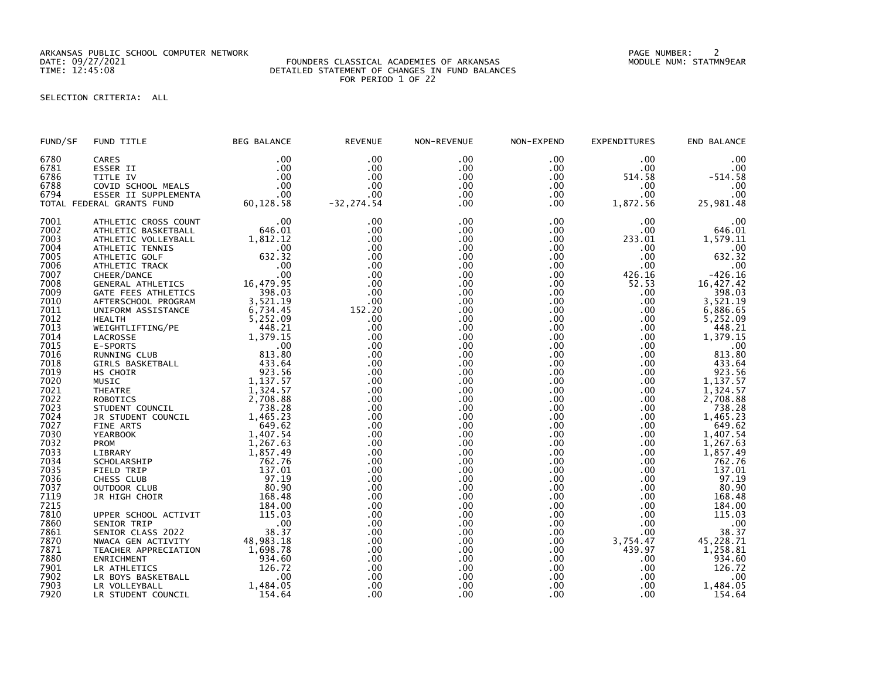ARKANSAS PUBLIC SCHOOL COMPUTER NETWORK
DATE: 09/27/2021
TIME: 12:45:08

FOUNDERS CLASSICAL ACADEMIES OF ARKANSAS
DETAILED STATEMENT OF CHANGES IN FUND BALANCES
FOR PERIOD 1 OF 22

PAGE NUMBER: 2
MODULE NUM: STATMN9EAR

SELECTION CRITERIA: ALL

| FUND/SF | FUND TITLE | BEG BALANCE | REVENUE | NON-REVENUE | NON-EXPEND | EXPENDITURES | END BALANCE |
|---|---|---|---|---|---|---|---|
| 6780 | CARES | .00 | .00 | .00 | .00 | .00 | .00 |
| 6781 | ESSER II | .00 | .00 | .00 | .00 | .00 | .00 |
| 6786 | TITLE IV | .00 | .00 | .00 | .00 | 514.58 | -514.58 |
| 6788 | COVID SCHOOL MEALS | .00 | .00 | .00 | .00 | .00 | .00 |
| 6794 | ESSER II SUPPLEMENTA | .00 | .00 | .00 | .00 | .00 | .00 |
| TOTAL FEDERAL GRANTS FUND | | 60,128.58 | -32,274.54 | .00 | .00 | 1,872.56 | 25,981.48 |
| 7001 | ATHLETIC CROSS COUNT | .00 | .00 | .00 | .00 | .00 | .00 |
| 7002 | ATHLETIC BASKETBALL | 646.01 | .00 | .00 | .00 | .00 | 646.01 |
| 7003 | ATHLETIC VOLLEYBALL | 1,812.12 | .00 | .00 | .00 | 233.01 | 1,579.11 |
| 7004 | ATHLETIC TENNIS | .00 | .00 | .00 | .00 | .00 | .00 |
| 7005 | ATHLETIC GOLF | 632.32 | .00 | .00 | .00 | .00 | 632.32 |
| 7006 | ATHLETIC TRACK | .00 | .00 | .00 | .00 | .00 | .00 |
| 7007 | CHEER/DANCE | .00 | .00 | .00 | .00 | 426.16 | -426.16 |
| 7008 | GENERAL ATHLETICS | 16,479.95 | .00 | .00 | .00 | 52.53 | 16,427.42 |
| 7009 | GATE FEES ATHLETICS | 398.03 | .00 | .00 | .00 | .00 | 398.03 |
| 7010 | AFTERSCHOOL PROGRAM | 3,521.19 | .00 | .00 | .00 | .00 | 3,521.19 |
| 7011 | UNIFORM ASSISTANCE | 6,734.45 | 152.20 | .00 | .00 | .00 | 6,886.65 |
| 7012 | HEALTH | 5,252.09 | .00 | .00 | .00 | .00 | 5,252.09 |
| 7013 | WEIGHTLIFTING/PE | 448.21 | .00 | .00 | .00 | .00 | 448.21 |
| 7014 | LACROSSE | 1,379.15 | .00 | .00 | .00 | .00 | 1,379.15 |
| 7015 | E-SPORTS | .00 | .00 | .00 | .00 | .00 | .00 |
| 7016 | RUNNING CLUB | 813.80 | .00 | .00 | .00 | .00 | 813.80 |
| 7018 | GIRLS BASKETBALL | 433.64 | .00 | .00 | .00 | .00 | 433.64 |
| 7019 | HS CHOIR | 923.56 | .00 | .00 | .00 | .00 | 923.56 |
| 7020 | MUSIC | 1,137.57 | .00 | .00 | .00 | .00 | 1,137.57 |
| 7021 | THEATRE | 1,324.57 | .00 | .00 | .00 | .00 | 1,324.57 |
| 7022 | ROBOTICS | 2,708.88 | .00 | .00 | .00 | .00 | 2,708.88 |
| 7023 | STUDENT COUNCIL | 738.28 | .00 | .00 | .00 | .00 | 738.28 |
| 7024 | JR STUDENT COUNCIL | 1,465.23 | .00 | .00 | .00 | .00 | 1,465.23 |
| 7027 | FINE ARTS | 649.62 | .00 | .00 | .00 | .00 | 649.62 |
| 7030 | YEARBOOK | 1,407.54 | .00 | .00 | .00 | .00 | 1,407.54 |
| 7032 | PROM | 1,267.63 | .00 | .00 | .00 | .00 | 1,267.63 |
| 7033 | LIBRARY | 1,857.49 | .00 | .00 | .00 | .00 | 1,857.49 |
| 7034 | SCHOLARSHIP | 762.76 | .00 | .00 | .00 | .00 | 762.76 |
| 7035 | FIELD TRIP | 137.01 | .00 | .00 | .00 | .00 | 137.01 |
| 7036 | CHESS CLUB | 97.19 | .00 | .00 | .00 | .00 | 97.19 |
| 7037 | OUTDOOR CLUB | 80.90 | .00 | .00 | .00 | .00 | 80.90 |
| 7119 | JR HIGH CHOIR | 168.48 | .00 | .00 | .00 | .00 | 168.48 |
| 7215 | | 184.00 | .00 | .00 | .00 | .00 | 184.00 |
| 7810 | UPPER SCHOOL ACTIVIT | 115.03 | .00 | .00 | .00 | .00 | 115.03 |
| 7860 | SENIOR TRIP | .00 | .00 | .00 | .00 | .00 | .00 |
| 7861 | SENIOR CLASS 2022 | 38.37 | .00 | .00 | .00 | .00 | 38.37 |
| 7870 | NWACA GEN ACTIVITY | 48,983.18 | .00 | .00 | .00 | 3,754.47 | 45,228.71 |
| 7871 | TEACHER APPRECIATION | 1,698.78 | .00 | .00 | .00 | 439.97 | 1,258.81 |
| 7880 | ENRICHMENT | 934.60 | .00 | .00 | .00 | .00 | 934.60 |
| 7901 | LR ATHLETICS | 126.72 | .00 | .00 | .00 | .00 | 126.72 |
| 7902 | LR BOYS BASKETBALL | .00 | .00 | .00 | .00 | .00 | .00 |
| 7903 | LR VOLLEYBALL | 1,484.05 | .00 | .00 | .00 | .00 | 1,484.05 |
| 7920 | LR STUDENT COUNCIL | 154.64 | .00 | .00 | .00 | .00 | 154.64 |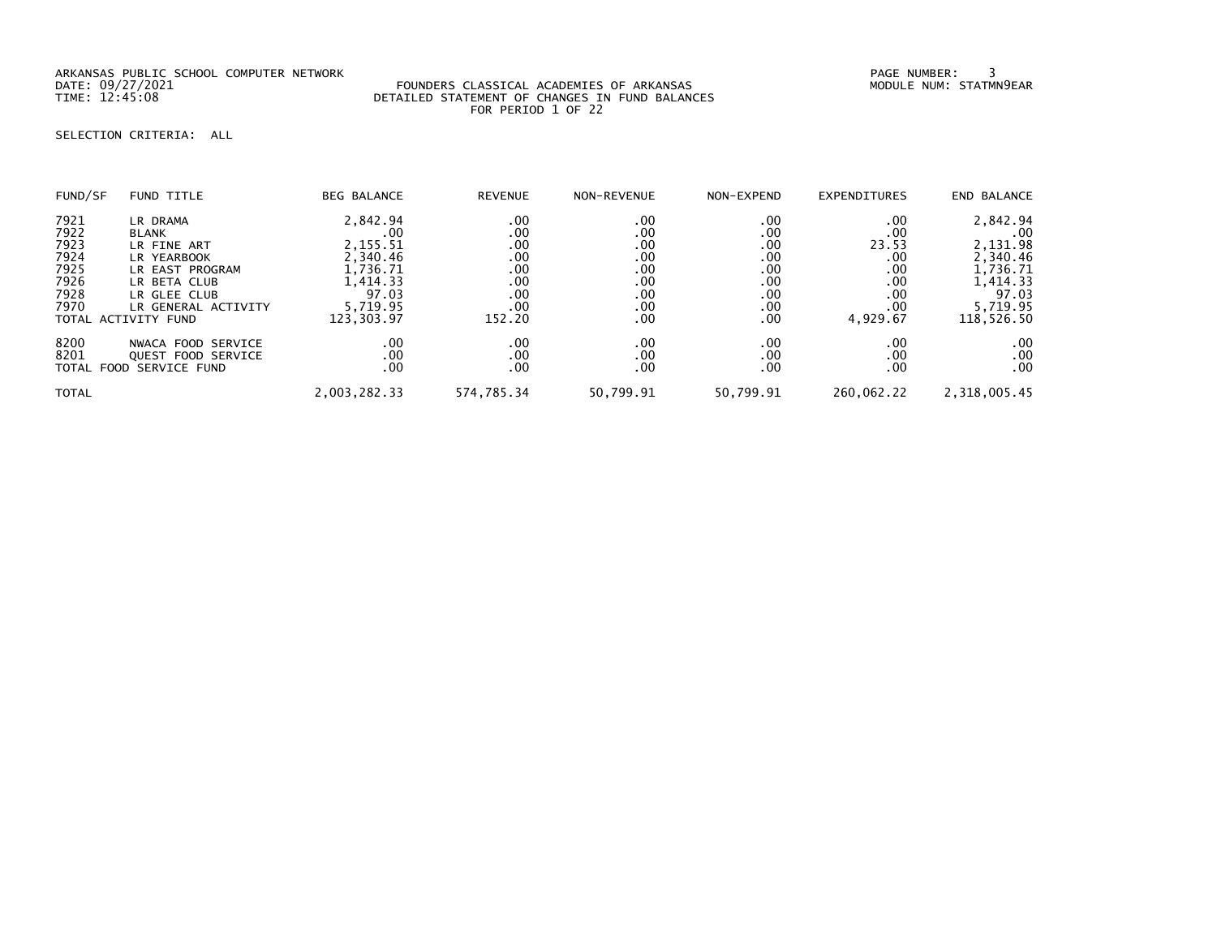ARKANSAS PUBLIC SCHOOL COMPUTER NETWORK
DATE: 09/27/2021
TIME: 12:45:08

FOUNDERS CLASSICAL ACADEMIES OF ARKANSAS
DETAILED STATEMENT OF CHANGES IN FUND BALANCES
FOR PERIOD 1 OF 22

PAGE NUMBER: 3
MODULE NUM: STATMN9EAR

SELECTION CRITERIA: ALL

| FUND/SF | FUND TITLE | BEG BALANCE | REVENUE | NON-REVENUE | NON-EXPEND | EXPENDITURES | END BALANCE |
|---|---|---|---|---|---|---|---|
| 7921 | LR DRAMA | 2,842.94 | .00 | .00 | .00 | .00 | 2,842.94 |
| 7922 | BLANK | .00 | .00 | .00 | .00 | .00 | .00 |
| 7923 | LR FINE ART | 2,155.51 | .00 | .00 | .00 | 23.53 | 2,131.98 |
| 7924 | LR YEARBOOK | 2,340.46 | .00 | .00 | .00 | .00 | 2,340.46 |
| 7925 | LR EAST PROGRAM | 1,736.71 | .00 | .00 | .00 | .00 | 1,736.71 |
| 7926 | LR BETA CLUB | 1,414.33 | .00 | .00 | .00 | .00 | 1,414.33 |
| 7928 | LR GLEE CLUB | 97.03 | .00 | .00 | .00 | .00 | 97.03 |
| 7970 | LR GENERAL ACTIVITY | 5,719.95 | .00 | .00 | .00 | .00 | 5,719.95 |
| TOTAL ACTIVITY FUND | | 123,303.97 | 152.20 | .00 | .00 | 4,929.67 | 118,526.50 |
| 8200 | NWACA FOOD SERVICE | .00 | .00 | .00 | .00 | .00 | .00 |
| 8201 | QUEST FOOD SERVICE | .00 | .00 | .00 | .00 | .00 | .00 |
| TOTAL FOOD SERVICE FUND | | .00 | .00 | .00 | .00 | .00 | .00 |
| TOTAL | | 2,003,282.33 | 574,785.34 | 50,799.91 | 50,799.91 | 260,062.22 | 2,318,005.45 |